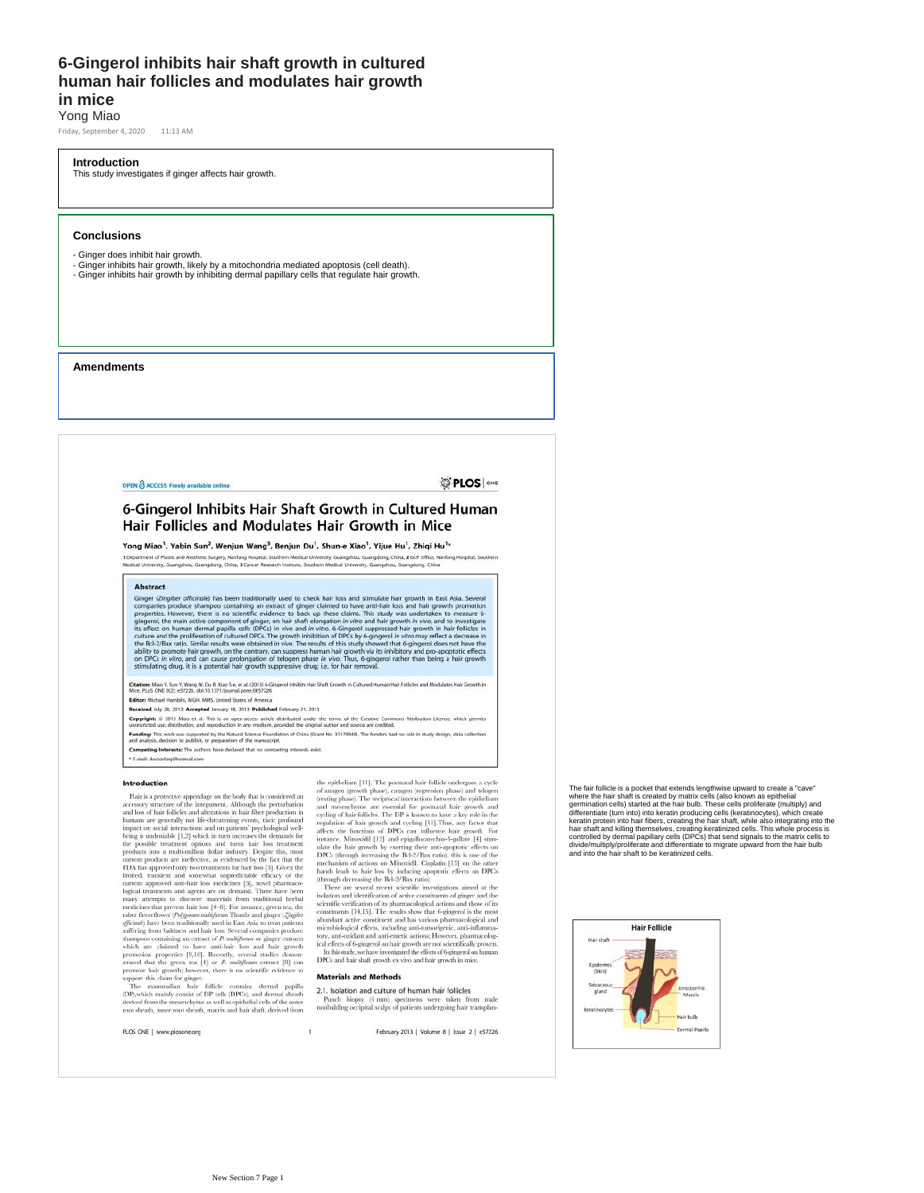# 6-Gingerol inhibits hair shaft growth in cultured human hair follicles and modulates hair growth in mice

Yong Miao

Friday, September 4, 2020 11:13 AM

### Introduction

This study investigates if ginger affects hair growth.

### Conclusions

- Ginger does inhibit hair growth.
- Ginger inhibits hair growth, likely by a mitochondria mediated apoptosis (cell death).
- Ginger inhibits hair growth by inhibiting dermal papillary cells that regulate hair growth.

### Amendments

OPEN ACCESS Freely available online

PLOS ONE

## 6-Gingerol Inhibits Hair Shaft Growth in Cultured Human Hair Follicles and Modulates Hair Growth in Mice

**Yong Miao[1], Yabin Sun[2], Wenjun Wang[3], Benjun Du[1], Shun-e Xiao[1], Yijue Hu[1], Zhiqi Hu[1]***

1 Department of Plastic and Aesthetic Surgery, Nanfang Hospital, Southern Medical University, Guangzhou, Guangdong, China, 2 GCP Office, Nanfang Hospital, Southern Medical University, Guangzhou, Guangdong, China, 3 Cancer Research Institute, Southern Medical University, Guangzhou, Guangdong, China

### Abstract

Ginger (*Zingiber officinale*) has been traditionally used to check hair loss and stimulate hair growth in East Asia. Several companies produce shampoo containing an extract of ginger claimed to have anti-hair loss and hair growth promotion properties. However, there is no scientific evidence to back up these claims. This study was undertaken to measure 6-gingerol, the main active component of ginger, on hair shaft elongation *in vitro* and hair growth *in vivo*, and to investigate its effect on human dermal papilla cells (DPCs) *in vivo* and *in vitro*. 6-Gingerol suppressed hair growth in hair follicles in culture and the proliferation of cultured DPCs. The growth inhibition of DPCs by 6-gingerol *in vitro* may reflect a decrease in the Bcl-2/Bax ratio. Similar results were obtained *in vivo*. The results of this study showed that 6-gingerol does not have the ability to promote hair growth, on the contrary, can suppress human hair growth via its inhibitory and pro-apoptotic effects on DPCs *in vitro*, and can cause prolongation of telogen phase *in vivo*. Thus, 6-gingerol rather than being a hair growth stimulating drug, it is a potential hair growth suppressive drug; i.e. for hair removal.

**Citation:** Miao Y, Sun Y, Wang W, Du B, Xiao S-e, et al. (2013) 6-Gingerol Inhibits Hair Shaft Growth in Cultured Human Hair Follicles and Modulates Hair Growth in Mice. PLoS ONE 8(2): e57226. doi:10.1371/journal.pone.0057226

**Editor:** Michael Hamblin, MGH, MMS, United States of America

**Received** July 26, 2012; **Accepted** January 18, 2013; **Published** February 21, 2013

**Copyright:** © 2013 Miao et al. This is an open-access article distributed under the terms of the Creative Commons Attribution License, which permits unrestricted use, distribution, and reproduction in any medium, provided the original author and source are credited.

**Funding:** This work was supported by the Natural Science Foundation of China (Grant No. 31170949). The funders had no role in study design, data collection and analysis, decision to publish, or preparation of the manuscript.

**Competing Interests:** The authors have declared that no competing interests exist.

* E-mail: doctorhzq@hotmail.com

### Introduction

Hair is a protective appendage on the body that is considered an accessory structure of the integument. Although the perturbation and loss of hair follicles and alterations in hair fiber production in humans are generally not life-threatening events, their profound impact on social interactions and on patients' psychological well-being is undeniable [1,2] which in turn increases the demands for the possible treatment options and turns hair loss treatment products into a multi-million dollar industry. Despite this, most current products are ineffective, as evidenced by the fact that the FDA has approved only two treatments for hair loss [3]. Given the limited, transient and somewhat unpredictable efficacy of the current approved anti-hair loss medicines [3], novel pharmacological treatments and agents are on demand. There have been many attempts to discover materials from traditional herbal medicines that prevent hair loss [4–8]. For instance, green tea, the tuber fleeceflower (*Polygonum multiflorum* Thunb) and ginger (*Zingiber officinale*) have been traditionally used in East Asia to treat patients suffering from baldness and hair loss. Several companies produce shampoos containing an extract of *P. multiflorum* or ginger extracts which are claimed to have anti-hair loss and hair growth promotion properties [9,10]. Recently, several studies demonstrated that the green tea [4] or *P. multiflorum* extract [8] can promote hair growth; however, there is no scientific evidence to support this claim for ginger.

The mammalian hair follicle contains dermal papilla (DP), which mainly consist of DP cells (DPCs), and dermal sheath derived from the mesenchyme as well as epithelial cells of the outer root sheath, inner root sheath, matrix and hair shaft, derived from the epithelium [11]. The postnatal hair follicle undergoes a cycle of anagen (growth phase), catagen (regression phase) and telogen (resting phase). The reciprocal interactions between the epithelium and mesenchyme are essential for postnatal hair growth and cycling of hair follicles. The DP is known to have a key role in the regulation of hair growth and cycling [11]. Thus, any factor that affects the functions of DPCs can influence hair growth. For instance, Minoxidil [12] and epigallocatechin-3-gallate [4] stimulate the hair growth by exerting their anti-apoptotic effects on DPCs (through increasing the Bcl-2/Bax ratio), this is one of the mechanism of actions on Minoxidil. Cisplatin [13] on the other hands leads to hair loss by inducing apoptotic effects on DPCs (through decreasing the Bcl-2/Bax ratio).

There are several recent scientific investigations aimed at the isolation and identification of active constituents of ginger and the scientific verification of its pharmacological actions and those of its constituents [14,15]. The results show that 6-gingerol is the most abundant active constituent and has various pharmacological and microbiological effects, including anti-tumorigenic, anti-inflammatory, anti-oxidant and anti-emetic actions; However, pharmacological effects of 6-gingerol on hair growth are not scientifically proven.

In this study, we have investigated the effects of 6-gingerol on human DPCs and hair shaft growth ex vivo and hair growth in mice.

### Materials and Methods

#### 2.1. Isolation and culture of human hair follicles

Punch biopsy (4 mm) specimens were taken from male nonbalding occipital scalps of patients undergoing hair transplan-

The fair follicle is a pocket that extends lengthwise upward to create a "cave" where the hair shaft is created by matrix cells (also known as epithelial germination cells) started at the hair bulb. These cells proliferate (multiply) and differentiate (turn into) into keratin producing cells (keratinocytes), which create keratin protein into hair fibers, creating the hair shaft, while also integrating into the hair shaft and killing themselves, creating keratinized cells. This whole process is controlled by dermal papillary cells (DPCs) that send signals to the matrix cells to divide/multiply/proliferate and differentiate to migrate upward from the hair bulb and into the hair shaft to be keratinized cells.

Hair Follicle

Hair shaft

Epidermis (Skin)

Sebaceous gland

Arrector Pili Muscle

Keratinocytes

Hair bulb

Dermal Papilla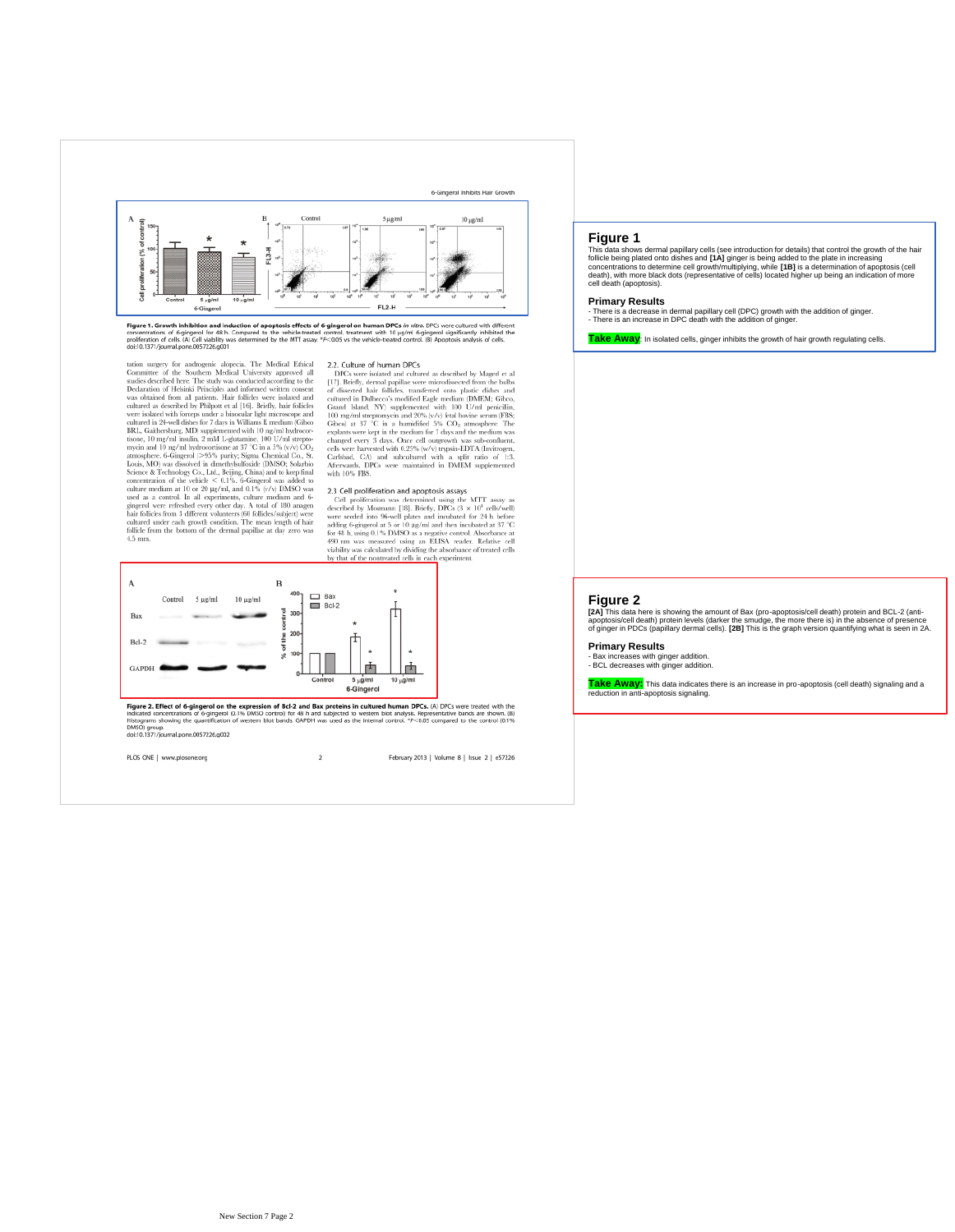**Figure 1. Growth inhibition and induction of apoptosis effects of 6-gingerol on human DPCs *in vitro*.** DPCs were cultured with different concentrations of 6-gingerol for 48 h. Compared to the vehicle-treated control, treatment with 10 μg/ml 6-gingerol significantly inhibited the proliferation of cells. (A) Cell viability was determined by the MTT assay. *$P<0.05$ vs the vehicle-treated control. (B) Apoptosis analysis of cells.
doi:10.1371/journal.pone.0057226.g001

tation surgery for androgenic alopecia. The Medical Ethical Committee of the Southern Medical University approved all studies described here. The study was conducted according to the Declaration of Helsinki Principles and informed written consent was obtained from all patients. Hair follicles were isolated and cultured as described by Philpott et al [16]. Briefly, hair follicles were isolated with forceps under a binocular light microscope and cultured in 24-well dishes for 7 days in Williams E medium (Gibco BRL, Gaithersburg, MD) supplemented with 10 ng/ml hydrocortisone, 10 mg/ml insulin, 2 mM L-glutamine, 100 U/ml streptomycin and 10 ng/ml hydrocortisone at 37 °C in a 5% (v/v) $CO_2$ atmosphere. 6-Gingerol (>95% purity; Sigma Chemical Co., St. Louis, MO) was dissolved in dimethylsulfoxide (DMSO; Solarbio Science & Technology Co., Ltd., Beijing, China) and to keep final concentration of the vehicle < 0.1%, 6-Gingerol was added to culture medium at 10 or 20 μg/ml, and 0.1% (v/v) DMSO was used as a control. In all experiments, culture medium and 6-gingerol were refreshed every other day. A total of 180 anagen hair follicles from 3 different volunteers (60 follicles/subject) were cultured under each growth condition. The mean length of hair follicle from the bottom of the dermal papillae at day zero was 4.5 mm.

### 2.2. Culture of human DPCs

DPCs were isolated and cultured as described by Magerl et al [17]. Briefly, dermal papillae were microdissected from the bulbs of dissected hair follicles, transferred onto plastic dishes and cultured in Dulbecco's modified Eagle medium (DMEM; Gibco, Grand Island, NY) supplemented with 100 U/ml penicillin, 100 mg/ml streptomycin and 20% (v/v) fetal bovine serum (FBS; Gibco) at 37 °C in a humidified 5% $CO_2$ atmosphere. The explants were kept in the medium for 7 days and the medium was changed every 3 days. Once cell outgrowth was sub-confluent, cells were harvested with 0.25% (w/v) trypsin-EDTA (Invitrogen, Carlsbad, CA) and subcultured with a split ratio of 1:3. Afterwards, DPCs were maintained in DMEM supplemented with 10% FBS.

### 2.3 Cell proliferation and apoptosis assays

Cell proliferation was determined using the MTT assay as described by Mosmann [18]. Briefly, DPCs ($3 \times 10^4$ cells/well) were seeded into 96-well plates and incubated for 24 h before adding 6-gingerol at 5 or 10 μg/ml and then incubated at 37 °C for 48 h, using 0.1% DMSO as a negative control. Absorbance at 490 nm was measured using an ELISA reader. Relative cell viability was calculated by dividing the absorbance of treated cells by that of the nontreated cells in each experiment.

**Figure 2. Effect of 6-gingerol on the expression of Bcl-2 and Bax proteins in cultured human DPCs.** (A) DPCs were treated with the indicated concentrations of 6-gingerol (0.1% DMSO control) for 48 h and subjected to western blot analysis. Representative bands are shown. (B) Histograms showing the quantification of western blot bands. GAPDH was used as the internal control. *$P<0.05$ compared to the control (0.1% DMSO) group.
doi:10.1371/journal.pone.0057226.g002

## Figure 1

This data shows dermal papillary cells (see introduction for details) that control the growth of the hair follicle being plated onto dishes and **[1A]** ginger is being added to the plate in increasing concentrations to determine cell growth/multiplying, while **[1B]** is a determination of apoptosis (cell death), with more black dots (representative of cells) located higher up being an indication of more cell death (apoptosis).

**Primary Results**
- There is a decrease in dermal papillary cell (DPC) growth with the addition of ginger.
- There is an increase in DPC death with the addition of ginger.

**Take Away**: In isolated cells, ginger inhibits the growth of hair growth regulating cells.

## Figure 2

**[2A]** This data here is showing the amount of Bax (pro-apoptosis/cell death) protein and BCL-2 (anti-apoptosis/cell death) protein levels (darker the smudge, the more there is) in the absence of presence of ginger in PDCs (papillary dermal cells). **[2B]** This is the graph version quantifying what is seen in 2A.

**Primary Results**
- Bax increases with ginger addition.
- BCL decreases with ginger addition.

**Take Away:** This data indicates there is an increase in pro-apoptosis (cell death) signaling and a reduction in anti-apoptosis signaling.

New Section 7 Page 2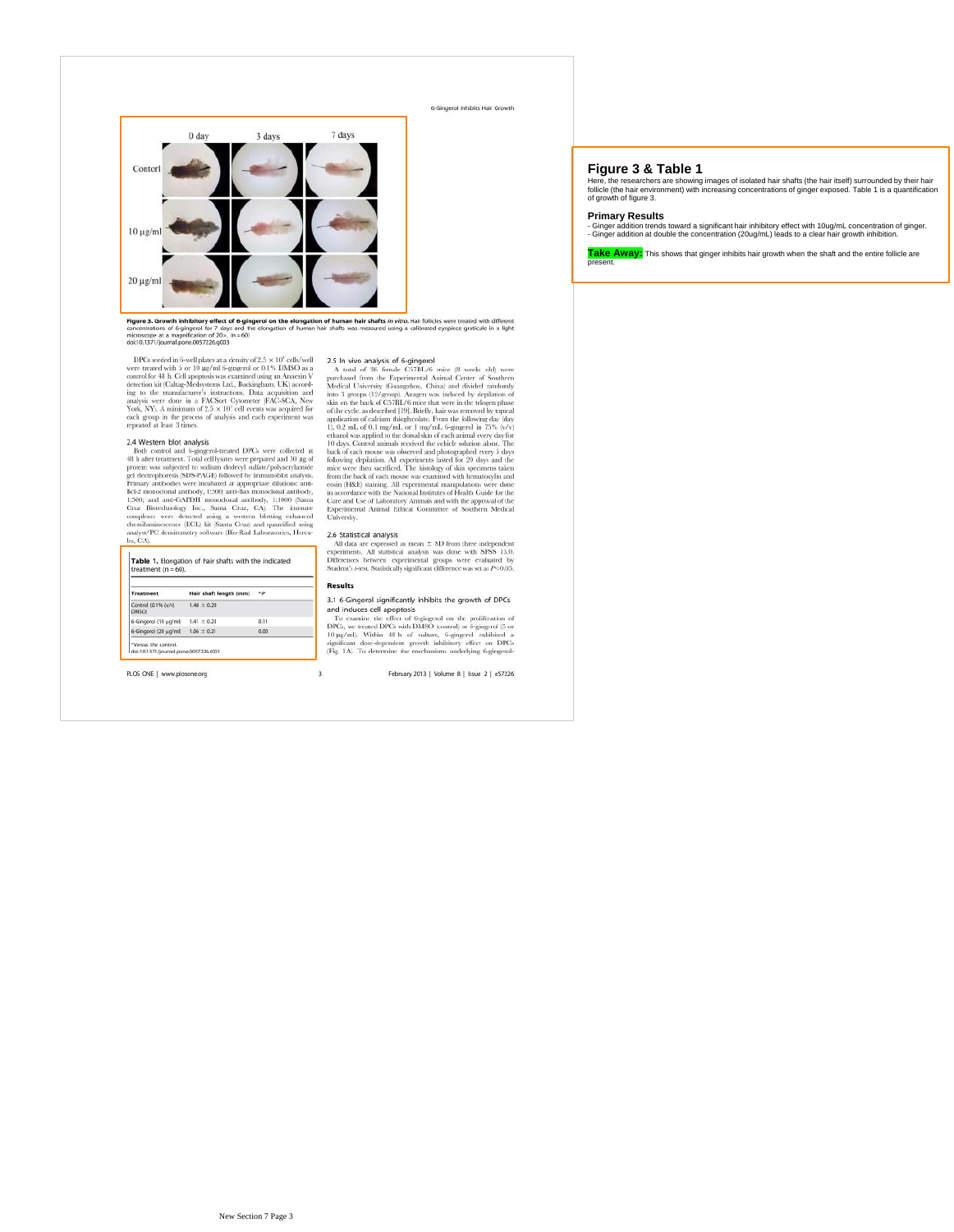Figure 3. Growth inhibitory effect of 6-gingerol on the elongation of human hair shafts *in vitro*. Hair follicles were treated with different concentrations of 6-gingerol for 7 days and the elongation of human hair shafts was measured using a calibrated eyepiece graticule in a light microscope at a magnification of 20×. (n = 60)
doi:10.1371/journal.pone.0057226.g003

DPCs seeded in 6-well plates at a density of $2.5 \times 10^5$ cells/well were treated with 5 or 10 μg/ml 6-gingerol or 0.1% DMSO as a control for 48 h. Cell apoptosis was examined using an Annexin V detection kit (Caltag-Medsystems Ltd., Buckingham, UK) according to the manufacturer's instructions. Data acquisition and analysis were done in a FACSort Cytometer (FAC-SCA, New York, NY). A minimum of $2.5 \times 10^5$ cell events was acquired for each group in the process of analysis and each experiment was repeated at least 3 times.

### 2.4 Western blot analysis

Both control and 6-gingerol-treated DPCs were collected at 48 h after treatment. Total cell lysates were prepared and 30 μg of protein was subjected to sodium dodecyl sulfate/polyacrylamide gel electrophoresis (SDS-PAGE) followed by immunoblot analysis. Primary antibodies were incubated at appropriate dilutions: anti-Bcl-2 monoclonal antibody, 1:500; anti-Bax monoclonal antibody, 1:500; and anti-GAPDH monoclonal antibody, 1:1000 (Santa Cruz Biotechnology Inc., Santa Cruz, CA). The immune complexes were detected using a western blotting enhanced chemiluminescence (ECL) kit (Santa Cruz) and quantified using analyst/PC densitometry software (Bio-Rad Laboratories, Hercules, CA).

**Table 1.** Elongation of hair shafts with the indicated treatment (n = 60).

| Treatment | Hair shaft length (mm) | *P |
|---|---|---|
| Control (0.1% (v/v) DMSO) | 1.48 ± 0.20 | |
| 6-Gingerol (10 μg/ml) | 1.41 ± 0.23 | 0.11 |
| 6-Gingerol (20 μg/ml) | 1.06 ± 0.21 | 0.03 |

*Versus the control.
doi:10.1371/journal.pone.0057226.t001

### 2.5 In vivo analysis of 6-gingerol

A total of 36 female C57BL/6 mice (8 weeks old) were purchased from the Experimental Animal Center of Southern Medical University (Guangzhou, China) and divided randomly into 3 groups (12/group). Anagen was induced by depilation of skin on the back of C57BL/6 mice that were in the telogen phase of the cycle, as described [19]. Briefly, hair was removed by topical application of calcium thioglycolate. From the following day (day 1), 0.2 mL of 0.1 mg/mL or 1 mg/mL 6-gingerol in 75% (v/v) ethanol was applied to the dorsal skin of each animal every day for 10 days. Control animals received the vehicle solution alone. The back of each mouse was observed and photographed every 5 days following depilation. All experiments lasted for 20 days and the mice were then sacrificed. The histology of skin specimens taken from the back of each mouse was examined with hematoxylin and eosin (H&E) staining. All experimental manipulations were done in accordance with the National Institutes of Health Guide for the Care and Use of Laboratory Animals and with the approval of the Experimental Animal Ethical Committee of Southern Medical University.

### 2.6 Statistical analysis

All data are expressed as mean ± SD from three independent experiments. All statistical analysis was done with SPSS 13.0. Differences between experimental groups were evaluated by Student's *t*-test. Statistically significant difference was set at $P<0.05$.

## Results

### 3.1 6-Gingerol significantly inhibits the growth of DPCs and induces cell apoptosis

To examine the effect of 6-gingerol on the proliferation of DPCs, we treated DPCs with DMSO (control) or 6-gingerol (5 or 10 μg/ml). Within 48 h of culture, 6-gingerol exhibited a significant dose-dependent growth inhibitory effect on DPCs (Fig. 1A). To determine the mechanisms underlying 6-gingerol-

## Figure 3 & Table 1

Here, the researchers are showing images of isolated hair shafts (the hair itself) surrounded by their hair follicle (the hair environment) with increasing concentrations of ginger exposed. Table 1 is a quantification of growth of figure 3.

**Primary Results**

- Ginger addition trends toward a significant hair inhibitory effect with 10ug/mL concentration of ginger.
- Ginger addition at double the concentration (20ug/mL) leads to a clear hair growth inhibition.

**Take Away:** This shows that ginger inhibits hair growth when the shaft and the entire follicle are present.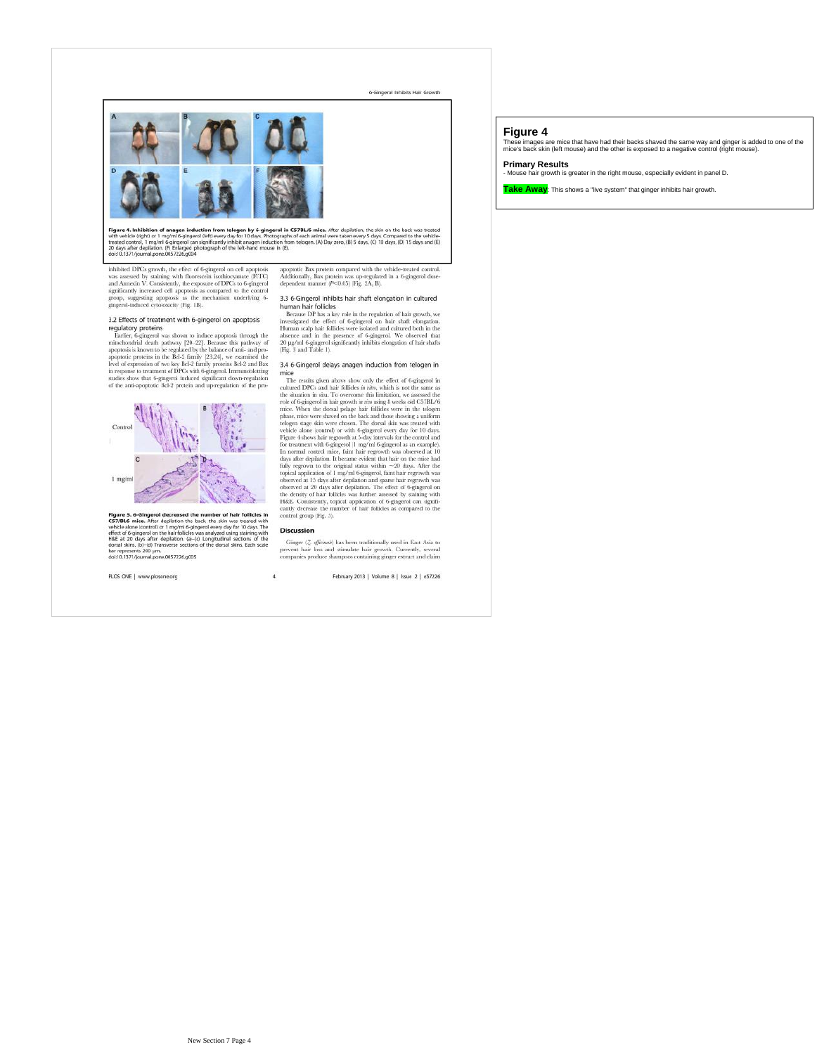**Figure 4. Inhibition of anagen induction from telogen by 6-gingerol in C57BL/6 mice.** After depilation, the skin on the back was treated with vehicle (right) or 1 mg/ml 6-gingerol (left) every day for 10 days. Photographs of each animal were taken every 5 days. Compared to the vehicle-treated control, 1 mg/ml 6-gingerol can significantly inhibit anagen induction from telogen. (A) Day zero, (B) 5 days, (C) 10 days, (D) 15 days and (E) 20 days after depilation. (F) Enlarged photograph of the left-hand mouse in (E).
doi:10.1371/journal.pone.0057226.g004

inhibited DPCs growth, the effect of 6-gingerol on cell apoptosis was assessed by staining with fluorescein isothiocyanate (FITC) and Annexin V. Consistently, the exposure of DPCs to 6-gingerol significantly increased cell apoptosis as compared to the control group, suggesting apoptosis as the mechanism underlying 6-gingerol-induced cytotoxicity (Fig. 1B).

### 3.2 Effects of treatment with 6-gingerol on apoptosis regulatory proteins

Earlier, 6-gingerol was shown to induce apoptosis through the mitochondrial death pathway [20–22]. Because this pathway of apoptosis is known to be regulated by the balance of anti- and pro-apoptotic proteins in the Bcl-2 family [23,24], we examined the level of expression of two key Bcl-2 family proteins Bcl-2 and Bax in response to treatment of DPCs with 6-gingerol. Immunoblotting studies show that 6-gingerol induced significant down-regulation of the anti-apoptotic Bcl-2 protein and up-regulation of the pro-apoptotic Bax protein compared with the vehicle-treated control. Additionally, Bax protein was up-regulated in a 6-gingerol dose-dependent manner ($P<0.05$) (Fig. 2A, B).

**Figure 5. 6-Gingerol decreased the number of hair follicles in C57/BL6 mice.** After depilation the back, the skin was treated with vehicle alone (control) or 1 mg/ml 6-gingerol every day for 10 days. The effect of 6-gingerol on the hair follicles was analyzed using staining with H&E at 20 days after depilation. (a)–(c) Longitudinal sections of the dorsal skins. (b)–(d) Transverse sections of the dorsal skins. Each scale bar represents 200 μm.
doi:10.1371/journal.pone.0057226.g005

### 3.3 6-Gingerol inhibits hair shaft elongation in cultured human hair follicles

Because DP has a key role in the regulation of hair growth, we investigated the effect of 6-gingerol on hair shaft elongation. Human scalp hair follicles were isolated and cultured both in the absence and in the presence of 6-gingerol. We observed that 20 μg/ml 6-gingerol significantly inhibits elongation of hair shafts (Fig. 3 and Table 1).

### 3.4 6-Gingerol delays anagen induction from telogen in mice

The results given above show only the effect of 6-gingerol in cultured DPCs and hair follicles *in vitro*, which is not the same as the situation in situ. To overcome this limitation, we assessed the role of 6-gingerol in hair growth *in vivo* using 8 weeks old C57BL/6 mice. When the dorsal pelage hair follicles were in the telogen phase, mice were shaved on the back and those showing a uniform telogen stage skin were chosen. The dorsal skin was treated with vehicle alone (control) or with 6-gingerol every day for 10 days. Figure 4 shows hair regrowth at 5-day intervals for the control and for treatment with 6-gingerol (1 mg/ml 6-gingerol as an example). In normal control mice, faint hair regrowth was observed at 10 days after depilation. It became evident that hair on the mice had fully regrown to the original status within ~20 days. After the topical application of 1 mg/ml 6-gingerol, faint hair regrowth was observed at 15 days after depilation and sparse hair regrowth was observed at 20 days after depilation. The effect of 6-gingerol on the density of hair follicles was further assessed by staining with H&E. Consistently, topical application of 6-gingerol can significantly decrease the number of hair follicles as compared to the control group (Fig. 5).

## Discussion

Ginger (*Z. officinale*) has been traditionally used in East Asia to prevent hair loss and stimulate hair growth. Currently, several companies produce shampoos containing ginger extract and claim

## Figure 4

These images are mice that have had their backs shaved the same way and ginger is added to one of the mice's back skin (left mouse) and the other is exposed to a negative control (right mouse).

**Primary Results**

- Mouse hair growth is greater in the right mouse, especially evident in panel D.

**Take Away**: This shows a "live system" that ginger inhibits hair growth.

New Section 7 Page 4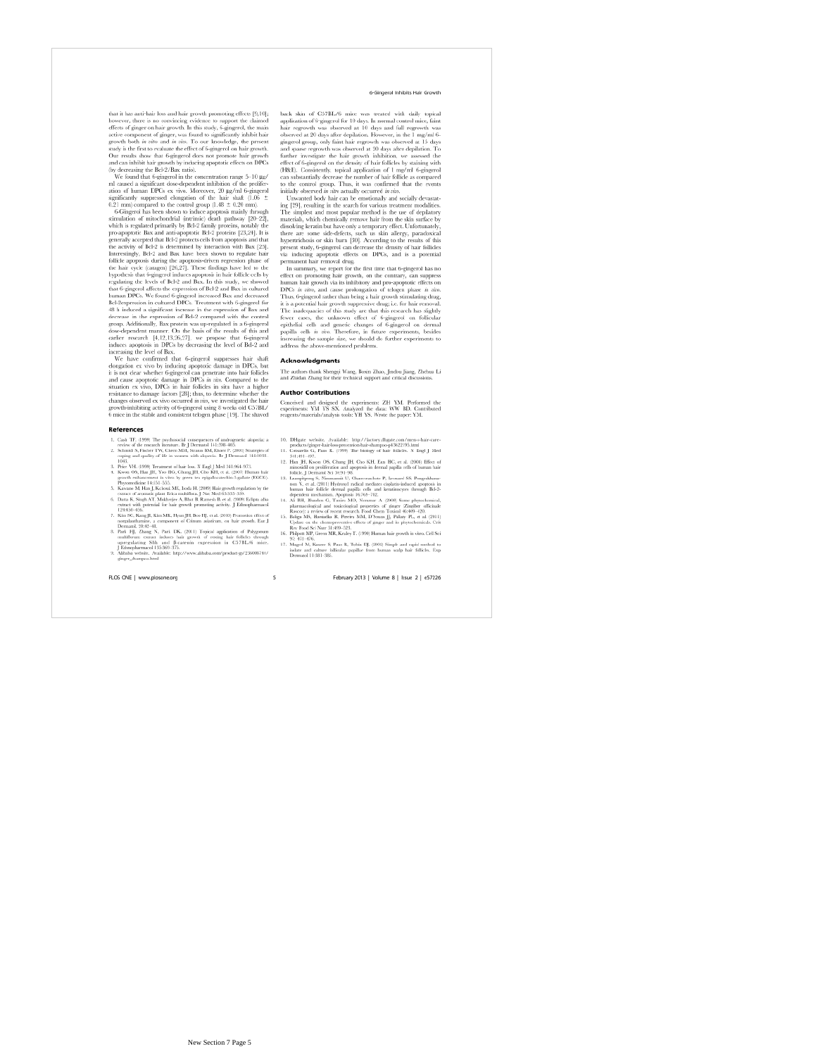that it has anti-hair loss and hair growth promoting effects [9,10]; however, there is no convincing evidence to support the claimed effects of ginger on hair growth. In this study, 6-gingerol, the main active component of ginger, was found to significantly inhibit hair growth both *in vitro* and *in vivo*. To our knowledge, the present study is the first to evaluate the effect of 6-gingerol on hair growth. Our results show that 6-gingerol does not promote hair growth and can inhibit hair growth by inducing apoptotic effects on DPCs (by decreasing the Bcl-2/Bax ratio).

We found that 6-gingerol in the concentration range 5–10 μg/ml caused a significant dose-dependent inhibition of the proliferation of human DPCs ex vivo. Moreover, 20 μg/ml 6-gingerol significantly suppressed elongation of the hair shaft (1.06 ± 0.21 mm) compared to the control group (1.48 ± 0.20 mm).

6-Gingerol has been shown to induce apoptosis mainly through stimulation of mitochondrial (intrinsic) death pathway [20–22], which is regulated primarily by Bcl-2 family proteins, notably the pro-apoptotic Bax and anti-apoptotic Bcl-2 proteins [23,24]. It is generally accepted that Bcl-2 protects cells from apoptosis and that the activity of Bcl-2 is determined by interaction with Bax [25]. Interestingly, Bcl-2 and Bax have been shown to regulate hair follicle apoptosis during the apoptosis-driven regression phase of the hair cycle (catagen) [26,27]. These findings have led to the hypothesis that 6-gingerol induces apoptosis in hair follicle cells by regulating the levels of Bcl-2 and Bax. In this study, we showed that 6-gingerol affects the expression of Bcl-2 and Bax in cultured human DPCs. We found 6-gingerol increased Bax and decreased Bcl-2expression in cultured DPCs. Treatment with 6-gingerol for 48 h induced a significant increase in the expression of Bax and decrease in the expression of Bcl-2 compared with the control group. Additionally, Bax protein was up-regulated in a 6-gingerol dose-dependent manner. On the basis of the results of this and earlier research [4,12,13,26,27], we propose that 6-gingerol induces apoptosis in DPCs by decreasing the level of Bcl-2 and increasing the level of Bax.

We have confirmed that 6-gingerol suppresses hair shaft elongation ex vivo by inducing apoptotic damage in DPCs, but it is not clear whether 6-gingerol can penetrate into hair follicles and cause apoptotic damage in DPCs *in vivo*. Compared to the situation ex vivo, DPCs in hair follicles in situ have a higher resistance to damage factors [28]; thus, to determine whether the changes observed ex vivo occurred *in vivo*, we investigated the hair growth-inhibiting activity of 6-gingerol using 8 weeks old C57BL/6 mice in the stable and consistent telogen phase [19]. The shaved back skin of C57BL/6 mice was treated with daily topical application of 6-gingerol for 10 days. In normal control mice, faint hair regrowth was observed at 10 days and full regrowth was observed at 20 days after depilation. However, in the 1 mg/ml 6-gingerol group, only faint hair regrowth was observed at 15 days and sparse regrowth was observed at 20 days after depilation. To further investigate the hair growth inhibition, we assessed the effect of 6-gingerol on the density of hair follicles by staining with (H&E). Consistently, topical application of 1 mg/ml 6-gingerol can substantially decrease the number of hair follicle as compared to the control group. Thus, it was confirmed that the events initially observed *in vitro* actually occurred *in vivo*.

Unwanted body hair can be emotionally and socially devastating [29], resulting in the search for various treatment modalities. The simplest and most popular method is the use of depilatory materials, which chemically remove hair from the skin surface by dissolving keratin but have only a temporary effect. Unfortunately, there are some side-defects, such us skin allergy, paradoxical hypertrichosis or skin burn [30]. According to the results of this present study, 6-gingerol can decrease the density of hair follicles via inducing apoptotic effects on DPCs, and is a potential permanent hair removal drug.

In summary, we report for the first time that 6-gingerol has no effect on promoting hair growth, on the contrary, can suppress human hair growth via its inhibitory and pro-apoptotic effects on DPCs *in vitro*, and cause prolongation of telogen phase *in vivo*. Thus, 6-gingerol rather than being a hair growth stimulating drug, it is a potential hair growth suppressive drug; i.e. for hair removal. The inadequacies of this study are that this research has slightly fewer cases, the unknown effect of 6-gingerol on follicular epithelial cells and genetic changes of 6-gingerol on dermal papilla cells *in vivo*. Therefore, in future experiments, besides increasing the sample size, we should do further experiments to address the above-mentioned problems.

## Acknowledgments

The authors thank Shengqi Wang, Boxin Zhao, Jinchu Jiang, Zhehua Li and Zhidan Zhang for their technical support and critical discussions.

## Author Contributions

Conceived and designed the experiments: ZH YM. Performed the experiments: YM YS SX. Analyzed the data: WW BD. Contributed reagents/materials/analysis tools: YH YS. Wrote the paper: YM.

## References

1. Cash TF. (1999) The psychosocial consequences of androgenetic alopecia: a review of the research literature. Br J Dermatol 141:398–405.
2. Schmidt S, Fischer TW, Chren MM, Strauss BM, Elsner P. (2001) Strategies of coping and quality of life in women with alopecia. Br J Dermatol 144:1038–1043.
3. Price VH. (1999) Treatment of hair loss. N Engl J Med 341:964–973.
4. Kwon OS, Han JH, Yoo HG, Chung JH, Cho KH, et al. (2007) Human hair growth enhancement in vitro by green tea epigallocatechin-3-gallate (EGCG). Phytomedicine 14:551–555.
5. Kawano M, Han J, Kchouk ME, Isoda H. (2009) Hair growth regulation by the extract of aromatic plant Erica multiflora. J Nat Med 63:335–339.
6. Datta K, Singh AT, Mukherjee A, Bhat B, Ramesh B, et al. (2009) Eclipta alba extract with potential for hair growth promoting activity. J Ethnopharmacol 124:450–456.
7. Kim SC, Kang JI, Kim MK, Hyun JH, Boo HJ, et al. (2010) Promotion effect of norgalanthamine, a component of Crinum asiaticum, on hair growth. Eur J Dermatol. 20:42–48.
8. Park HJ, Zhang N, Park DK. (2011) Topical application of Polygonum multiflorum extract induces hair growth of resting hair follicles through upregulating Shh and β-catenin expression in C57BL/6 mice. J Ethnopharmacol 135:369–375.
9. Alibaba website. Available: http://www.alibaba.com/product-gs/236006744/ginger_shampoo.html
10. DHgate website. Available: http://factory.dhgate.com/men-s-hair-care-products/ginger-hair-loss-prevention-hair-shampoo-p43622705.html
11. Cotsarelis G, Paus R. (1999) The biology of hair follicles. N Engl J Med 341:491–497.
12. Han JH, Kwon OS, Chung JH, Cho KH, Eun HC, et al. (2004) Effect of minoxidil on proliferation and apoptosis in dermal papilla cells of human hair follicle. J Dermatol Sci 34:91–98.
13. Luanpitpong S, Nimmannit U, Chanvorachote P, Leonard SS, Pongrakhananon V, et al. (2011) Hydroxyl radical mediates cisplatin-induced apoptosis in human hair follicle dermal papilla cells and keratinocytes through Bcl-2-dependent mechanism. Apoptosis 16:769–782.
14. Ali BH, Blunden G, Tanira MO, Nemmar A. (2008) Some phytochemical, pharmacological and toxicological properties of ginger (Zingiber officinale Roscoe): a review of recent research. Food Chem Toxicol 46:409–420.
15. Baliga MS, Haniadka R, Pereira MM, D'Souza JJ, Pallaty PL, et al (2011) Update on the chemopreventive effects of ginger and its phytochemicals. Crit Rev Food Sci Nutr 51:499–523.
16. Philpott MP, Green MR, Kealey T. (1990) Human hair growth in vitro. J Cell Sci 97: 463–471.
17. Magerl M, Kauser S, Paus R, Tobin DJ. (2002) Simple and rapid method to isolate and culture follicular papillae from human scalp hair follicles. Exp Dermatol 11:381–385.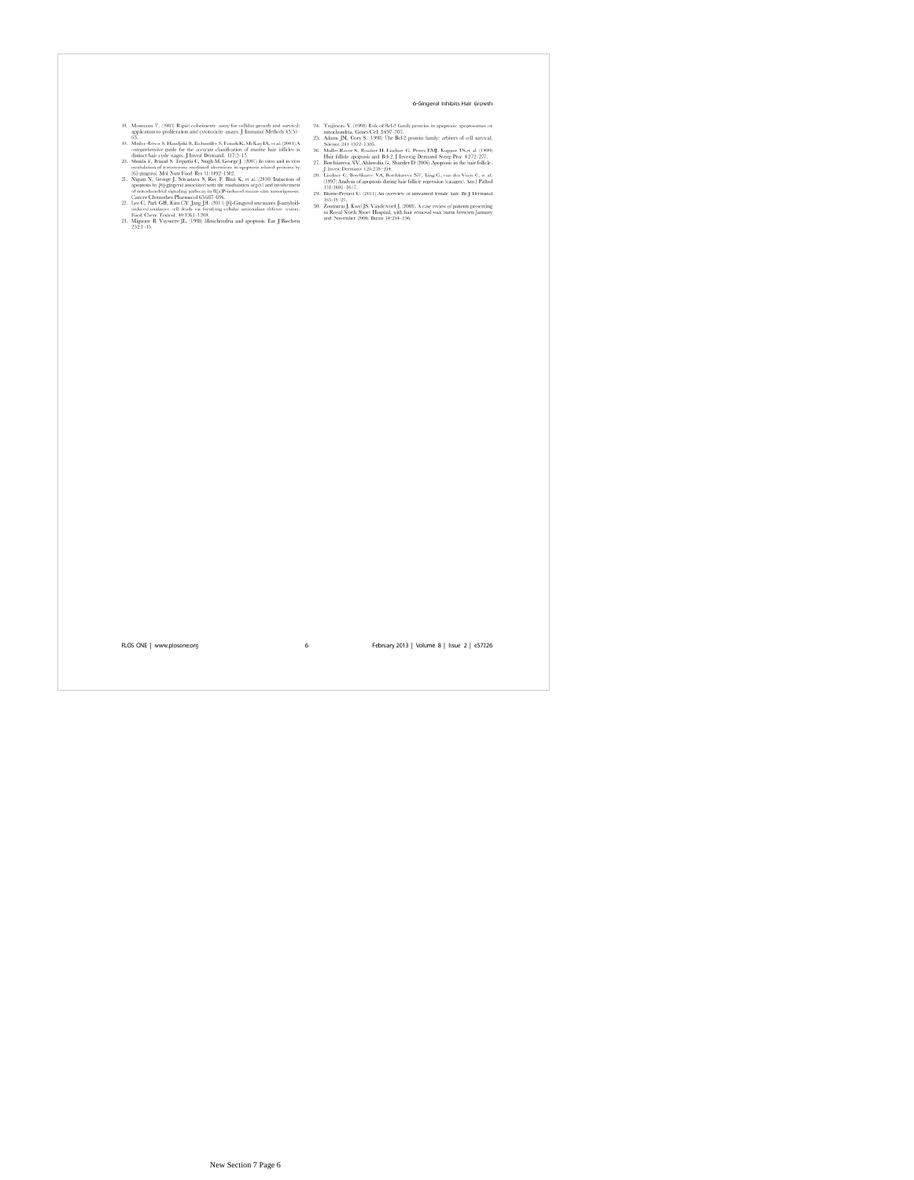18. Mosmann T. (1983) Rapid colorimetric assay for cellular growth and survival: application to proliferation and cytotoxicity assays. J Immunol Methods 65:55–63.
19. Muller-Rover S, Handjiski B, Eichmuller S, Foitzik K, McKay IA, et al. (2001) A comprehensive guide for the accurate classification of murine hair follicles in distinct hair cycle stages. J Invest Dermatol. 117:3–15.
20. Shukla Y, Prasad S, Tripathi C, Singh M, George J. (2007) In vitro and in vivo modulation of testosterone mediated alterations in apoptosis related proteins by [6]-gingerol. Mol Nutr Food Res 51:1492–1502.
21. Nigam N, George J, Srivastava S, Roy P, Bhui K, et al. (2010) Induction of apoptosis by [6]-gingerol associated with the modulation of p53 and involvement of mitochondrial signaling pathway in B[a]P-induced mouse skin tumorigenesis. Cancer Chemother Pharmacol 65:687–696.
22. Lee C, Park GH, Kim CY, Jang JH. (2011) [6]-Gingerol attenuates β-amyloid-induced oxidative cell death via fortifying cellular antioxidant defense system. Food Chem Toxicol. 49:1261–1269.
23. Mignotte B, Vayssiere JL. (1998) Mitochondria and apoptosis. Eur J Biochem 252:1–15.
24. Tsujimoto Y. (1998) Role of Bcl-2 family proteins in apoptosis: apoptosomes or mitochondria. Genes Cell 3:697–707.
25. Adams JM, Cory S. (1998) The Bcl-2 protein family: arbiters of cell survival. Science 281:1322–1326.
26. Muller-Rover S, Rossiter H, Lindner G, Peters EMJ, Kupper TS, et al. (1999) Hair follicle apoptosis and Bcl-2. J Investig Dermatol Symp Proc 4:272–277.
27. Botchkareva NV, Ahluwalia G, Shander D (2006) Apoptosis in the hair follicle. J Invest Dermatol 126:258–264.
28. Lindner G, Botchkarev VA, Botchkareva NV, Ling G, van der Veen C, et al. (1997) Analysis of apoptosis during hair follicle regression (catagen). Am J Pathol 151:1601–1617.
29. Blume-Peytavi U. (2011) An overview of unwanted female hair. Br J Dermatol 165:19–23.
30. Zoumaras J, Kwei JS, Vandervord J. (2008). A case review of patients presenting to Royal North Shore Hospital, with hair removal wax burns between January and November 2006. Burns 34:254–256.